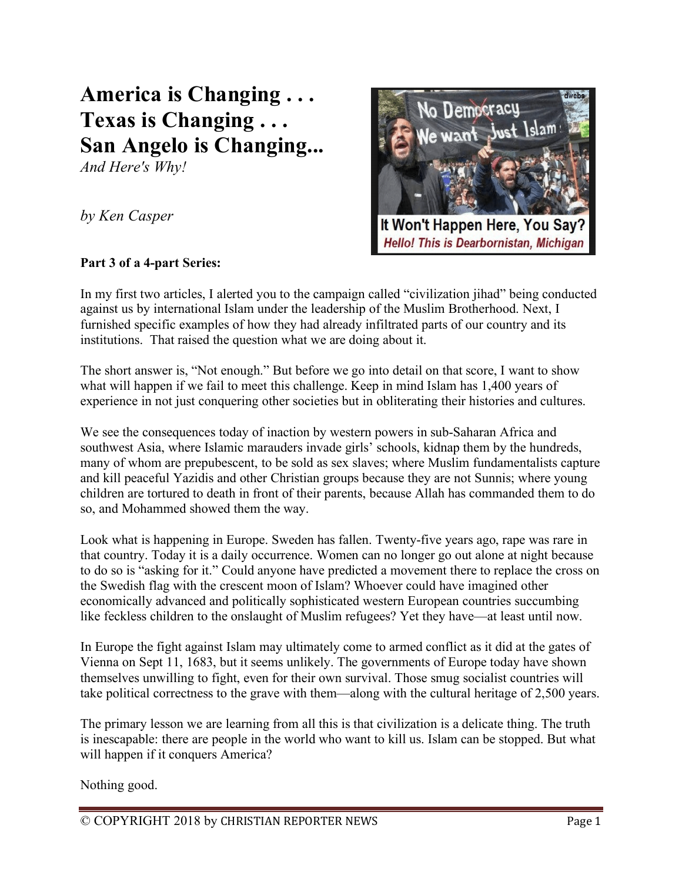# America is Changing . . .
# Texas is Changing . . .
# San Angelo is Changing...

*And Here's Why!*

*by Ken Casper*

**Part 3 of a 4-part Series:**

In my first two articles, I alerted you to the campaign called "civilization jihad" being conducted against us by international Islam under the leadership of the Muslim Brotherhood. Next, I furnished specific examples of how they had already infiltrated parts of our country and its institutions. That raised the question what we are doing about it.

The short answer is, "Not enough." But before we go into detail on that score, I want to show what will happen if we fail to meet this challenge. Keep in mind Islam has 1,400 years of experience in not just conquering other societies but in obliterating their histories and cultures.

We see the consequences today of inaction by western powers in sub-Saharan Africa and southwest Asia, where Islamic marauders invade girls' schools, kidnap them by the hundreds, many of whom are prepubescent, to be sold as sex slaves; where Muslim fundamentalists capture and kill peaceful Yazidis and other Christian groups because they are not Sunnis; where young children are tortured to death in front of their parents, because Allah has commanded them to do so, and Mohammed showed them the way.

Look what is happening in Europe. Sweden has fallen. Twenty-five years ago, rape was rare in that country. Today it is a daily occurrence. Women can no longer go out alone at night because to do so is "asking for it." Could anyone have predicted a movement there to replace the cross on the Swedish flag with the crescent moon of Islam? Whoever could have imagined other economically advanced and politically sophisticated western European countries succumbing like feckless children to the onslaught of Muslim refugees? Yet they have—at least until now.

In Europe the fight against Islam may ultimately come to armed conflict as it did at the gates of Vienna on Sept 11, 1683, but it seems unlikely. The governments of Europe today have shown themselves unwilling to fight, even for their own survival. Those smug socialist countries will take political correctness to the grave with them—along with the cultural heritage of 2,500 years.

The primary lesson we are learning from all this is that civilization is a delicate thing. The truth is inescapable: there are people in the world who want to kill us. Islam can be stopped. But what will happen if it conquers America?

Nothing good.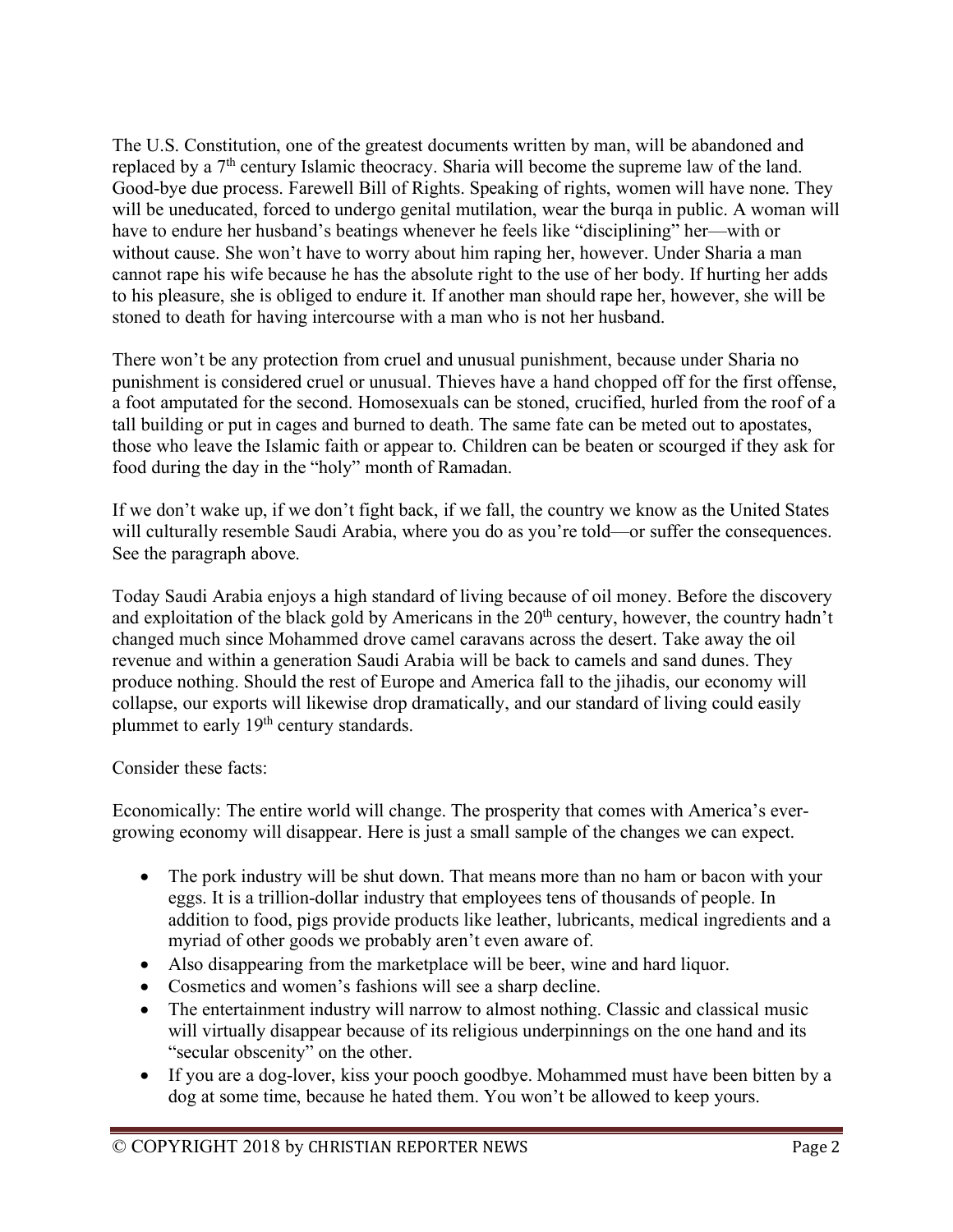The U.S. Constitution, one of the greatest documents written by man, will be abandoned and replaced by a 7th century Islamic theocracy. Sharia will become the supreme law of the land. Good-bye due process. Farewell Bill of Rights. Speaking of rights, women will have none. They will be uneducated, forced to undergo genital mutilation, wear the burqa in public. A woman will have to endure her husband's beatings whenever he feels like "disciplining" her—with or without cause. She won't have to worry about him raping her, however. Under Sharia a man cannot rape his wife because he has the absolute right to the use of her body. If hurting her adds to his pleasure, she is obliged to endure it. If another man should rape her, however, she will be stoned to death for having intercourse with a man who is not her husband.

There won't be any protection from cruel and unusual punishment, because under Sharia no punishment is considered cruel or unusual. Thieves have a hand chopped off for the first offense, a foot amputated for the second. Homosexuals can be stoned, crucified, hurled from the roof of a tall building or put in cages and burned to death. The same fate can be meted out to apostates, those who leave the Islamic faith or appear to. Children can be beaten or scourged if they ask for food during the day in the "holy" month of Ramadan.

If we don't wake up, if we don't fight back, if we fall, the country we know as the United States will culturally resemble Saudi Arabia, where you do as you're told—or suffer the consequences. See the paragraph above.

Today Saudi Arabia enjoys a high standard of living because of oil money. Before the discovery and exploitation of the black gold by Americans in the 20th century, however, the country hadn't changed much since Mohammed drove camel caravans across the desert. Take away the oil revenue and within a generation Saudi Arabia will be back to camels and sand dunes. They produce nothing. Should the rest of Europe and America fall to the jihadis, our economy will collapse, our exports will likewise drop dramatically, and our standard of living could easily plummet to early 19th century standards.

Consider these facts:

Economically: The entire world will change. The prosperity that comes with America's ever-growing economy will disappear. Here is just a small sample of the changes we can expect.

- The pork industry will be shut down. That means more than no ham or bacon with your eggs. It is a trillion-dollar industry that employees tens of thousands of people. In addition to food, pigs provide products like leather, lubricants, medical ingredients and a myriad of other goods we probably aren't even aware of.
- Also disappearing from the marketplace will be beer, wine and hard liquor.
- Cosmetics and women's fashions will see a sharp decline.
- The entertainment industry will narrow to almost nothing. Classic and classical music will virtually disappear because of its religious underpinnings on the one hand and its "secular obscenity" on the other.
- If you are a dog-lover, kiss your pooch goodbye. Mohammed must have been bitten by a dog at some time, because he hated them. You won't be allowed to keep yours.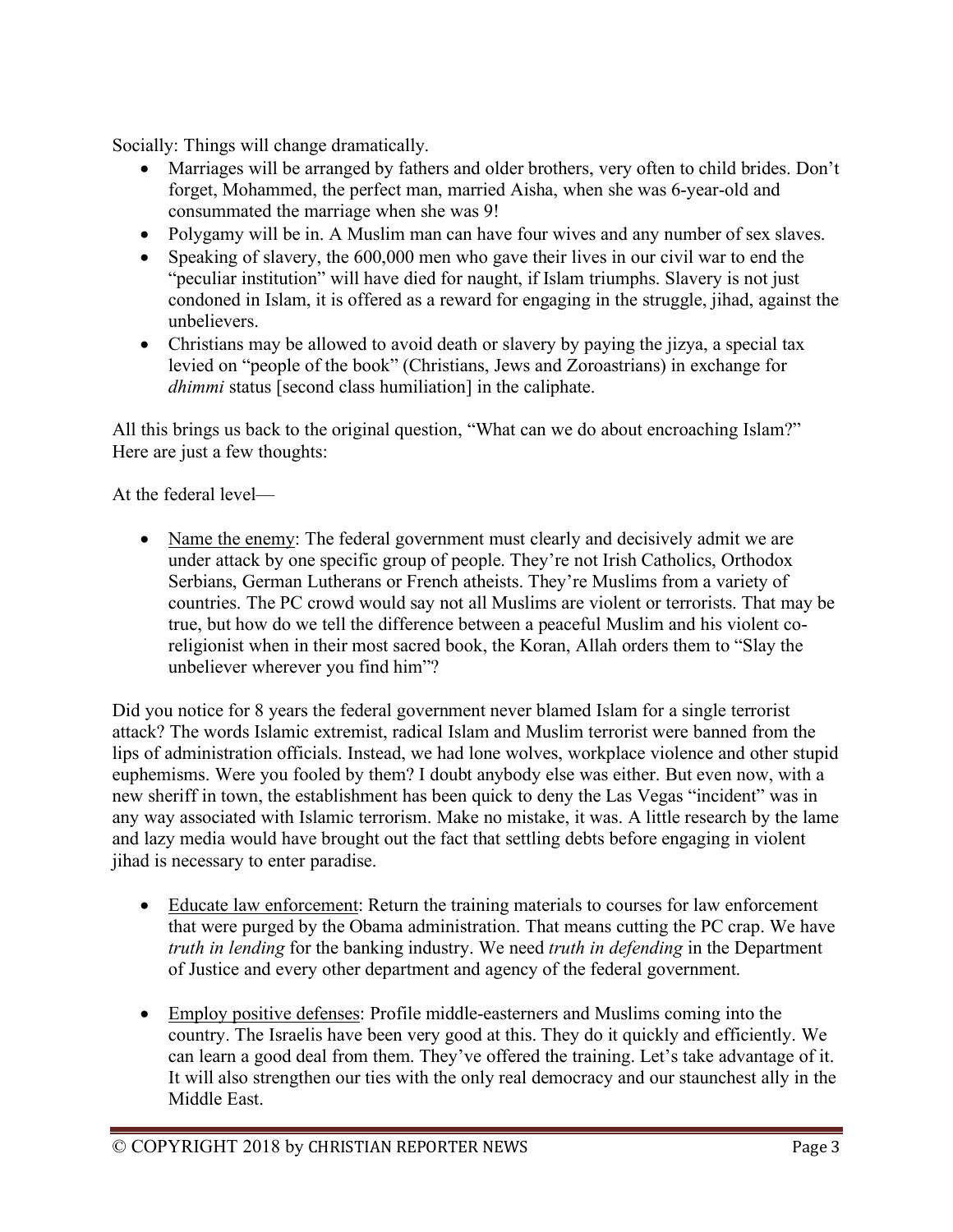Socially: Things will change dramatically.

- Marriages will be arranged by fathers and older brothers, very often to child brides. Don't forget, Mohammed, the perfect man, married Aisha, when she was 6-year-old and consummated the marriage when she was 9!
- Polygamy will be in. A Muslim man can have four wives and any number of sex slaves.
- Speaking of slavery, the 600,000 men who gave their lives in our civil war to end the "peculiar institution" will have died for naught, if Islam triumphs. Slavery is not just condoned in Islam, it is offered as a reward for engaging in the struggle, jihad, against the unbelievers.
- Christians may be allowed to avoid death or slavery by paying the jizya, a special tax levied on "people of the book" (Christians, Jews and Zoroastrians) in exchange for *dhimmi* status [second class humiliation] in the caliphate.

All this brings us back to the original question, "What can we do about encroaching Islam?" Here are just a few thoughts:

At the federal level—

- Name the enemy: The federal government must clearly and decisively admit we are under attack by one specific group of people. They're not Irish Catholics, Orthodox Serbians, German Lutherans or French atheists. They're Muslims from a variety of countries. The PC crowd would say not all Muslims are violent or terrorists. That may be true, but how do we tell the difference between a peaceful Muslim and his violent co-religionist when in their most sacred book, the Koran, Allah orders them to "Slay the unbeliever wherever you find him"?

Did you notice for 8 years the federal government never blamed Islam for a single terrorist attack? The words Islamic extremist, radical Islam and Muslim terrorist were banned from the lips of administration officials. Instead, we had lone wolves, workplace violence and other stupid euphemisms. Were you fooled by them? I doubt anybody else was either. But even now, with a new sheriff in town, the establishment has been quick to deny the Las Vegas "incident" was in any way associated with Islamic terrorism. Make no mistake, it was. A little research by the lame and lazy media would have brought out the fact that settling debts before engaging in violent jihad is necessary to enter paradise.

- Educate law enforcement: Return the training materials to courses for law enforcement that were purged by the Obama administration. That means cutting the PC crap. We have *truth in lending* for the banking industry. We need *truth in defending* in the Department of Justice and every other department and agency of the federal government.

- Employ positive defenses: Profile middle-easterners and Muslims coming into the country. The Israelis have been very good at this. They do it quickly and efficiently. We can learn a good deal from them. They've offered the training. Let's take advantage of it. It will also strengthen our ties with the only real democracy and our staunchest ally in the Middle East.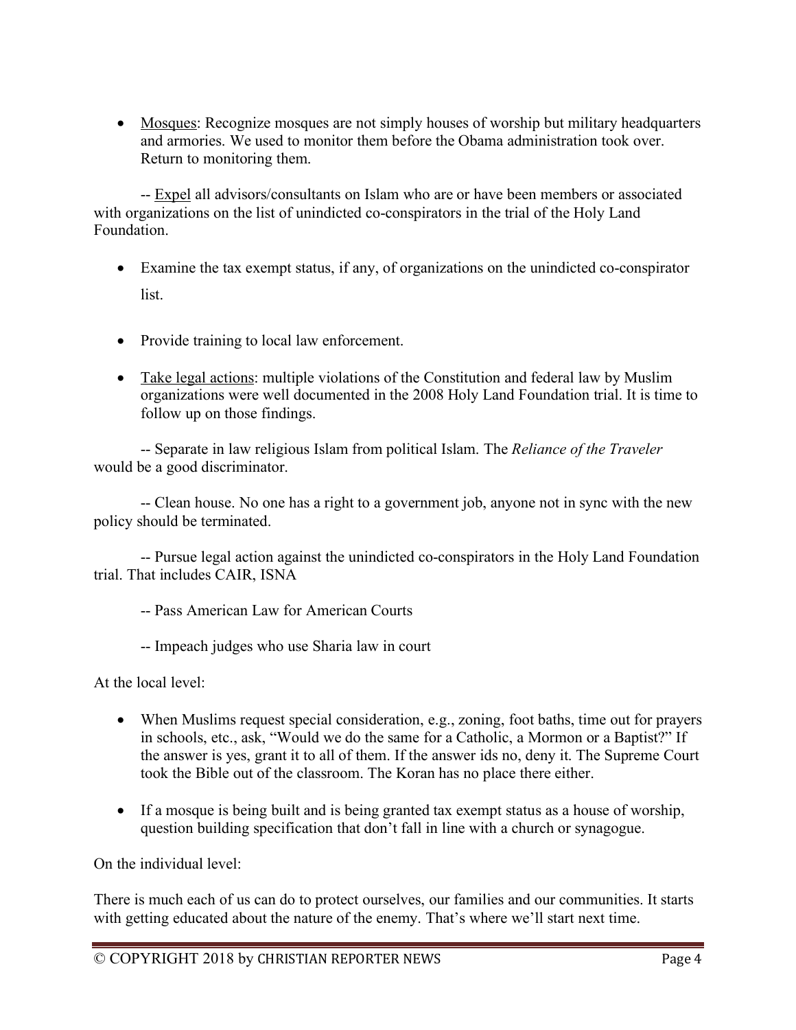- <u>Mosques</u>: Recognize mosques are not simply houses of worship but military headquarters and armories. We used to monitor them before the Obama administration took over. Return to monitoring them.

-- <u>Expel</u> all advisors/consultants on Islam who are or have been members or associated with organizations on the list of unindicted co-conspirators in the trial of the Holy Land Foundation.

- Examine the tax exempt status, if any, of organizations on the unindicted co-conspirator list.

- Provide training to local law enforcement.

- <u>Take legal actions</u>: multiple violations of the Constitution and federal law by Muslim organizations were well documented in the 2008 Holy Land Foundation trial. It is time to follow up on those findings.

-- Separate in law religious Islam from political Islam. The *Reliance of the Traveler* would be a good discriminator.

-- Clean house. No one has a right to a government job, anyone not in sync with the new policy should be terminated.

-- Pursue legal action against the unindicted co-conspirators in the Holy Land Foundation trial. That includes CAIR, ISNA

-- Pass American Law for American Courts

-- Impeach judges who use Sharia law in court

At the local level:

- When Muslims request special consideration, e.g., zoning, foot baths, time out for prayers in schools, etc., ask, "Would we do the same for a Catholic, a Mormon or a Baptist?" If the answer is yes, grant it to all of them. If the answer ids no, deny it. The Supreme Court took the Bible out of the classroom. The Koran has no place there either.

- If a mosque is being built and is being granted tax exempt status as a house of worship, question building specification that don't fall in line with a church or synagogue.

On the individual level:

There is much each of us can do to protect ourselves, our families and our communities. It starts with getting educated about the nature of the enemy. That's where we'll start next time.

© COPYRIGHT 2018 by CHRISTIAN REPORTER NEWS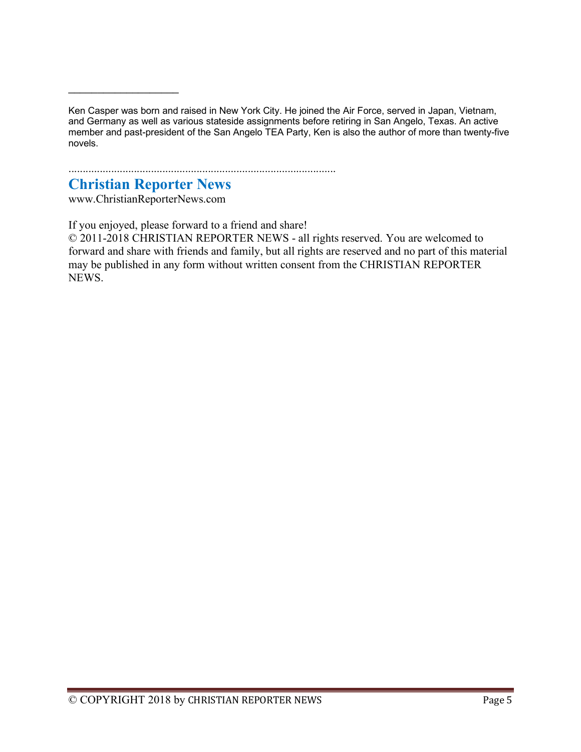---

Ken Casper was born and raised in New York City. He joined the Air Force, served in Japan, Vietnam, and Germany as well as various stateside assignments before retiring in San Angelo, Texas. An active member and past-president of the San Angelo TEA Party, Ken is also the author of more than twenty-five novels.

..............................................................................................

## Christian Reporter News

www.ChristianReporterNews.com

If you enjoyed, please forward to a friend and share!
© 2011-2018 CHRISTIAN REPORTER NEWS - all rights reserved. You are welcomed to forward and share with friends and family, but all rights are reserved and no part of this material may be published in any form without written consent from the CHRISTIAN REPORTER NEWS.